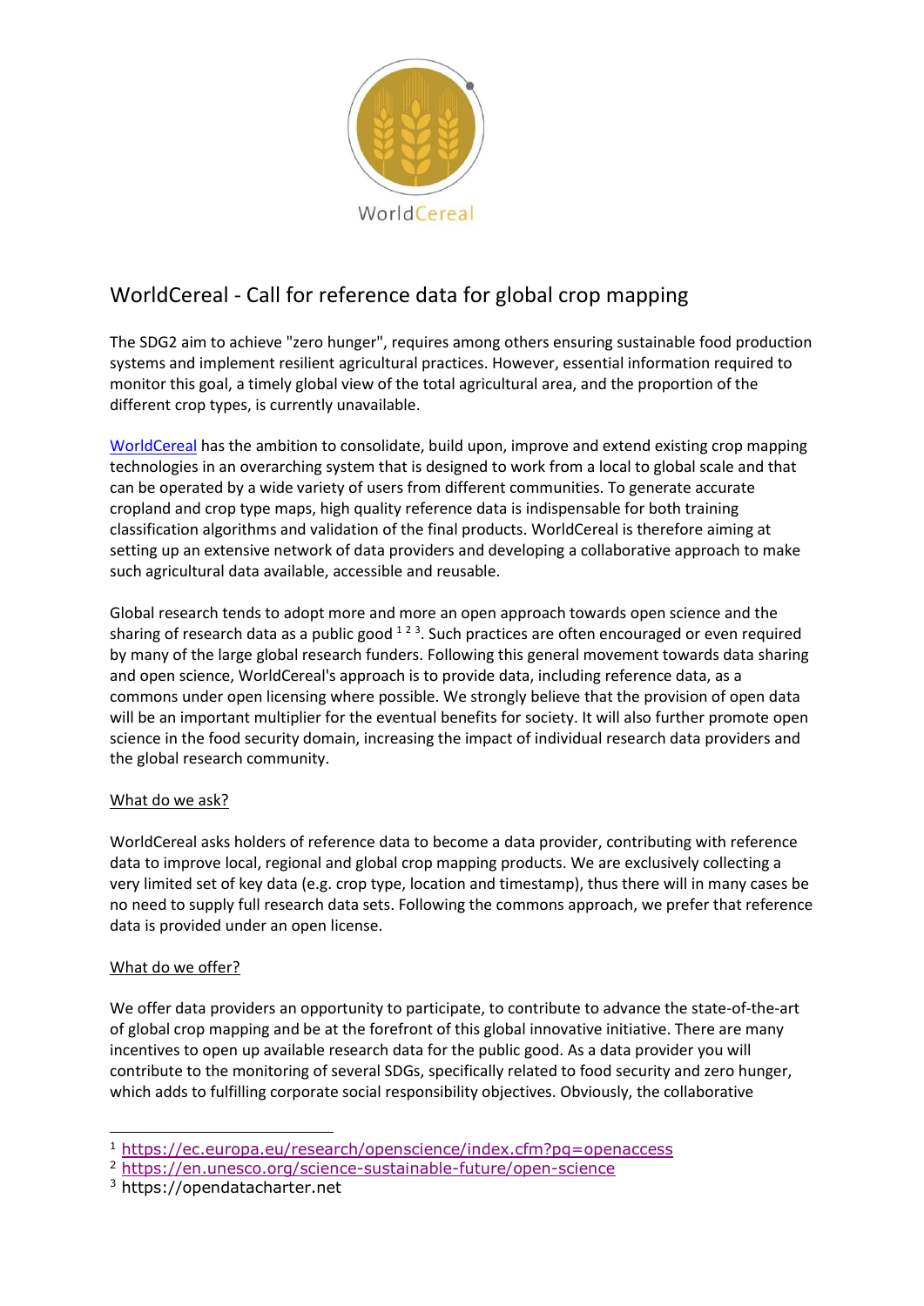WorldCereal

# WorldCereal - Call for reference data for global crop mapping

The SDG2 aim to achieve "zero hunger", requires among others ensuring sustainable food production systems and implement resilient agricultural practices. However, essential information required to monitor this goal, a timely global view of the total agricultural area, and the proportion of the different crop types, is currently unavailable.

[WorldCereal](WorldCereal) has the ambition to consolidate, build upon, improve and extend existing crop mapping technologies in an overarching system that is designed to work from a local to global scale and that can be operated by a wide variety of users from different communities. To generate accurate cropland and crop type maps, high quality reference data is indispensable for both training classification algorithms and validation of the final products. WorldCereal is therefore aiming at setting up an extensive network of data providers and developing a collaborative approach to make such agricultural data available, accessible and reusable.

Global research tends to adopt more and more an open approach towards open science and the sharing of research data as a public good [1] [2] [3]. Such practices are often encouraged or even required by many of the large global research funders. Following this general movement towards data sharing and open science, WorldCereal's approach is to provide data, including reference data, as a commons under open licensing where possible. We strongly believe that the provision of open data will be an important multiplier for the eventual benefits for society. It will also further promote open science in the food security domain, increasing the impact of individual research data providers and the global research community.

## What do we ask?

WorldCereal asks holders of reference data to become a data provider, contributing with reference data to improve local, regional and global crop mapping products. We are exclusively collecting a very limited set of key data (e.g. crop type, location and timestamp), thus there will in many cases be no need to supply full research data sets. Following the commons approach, we prefer that reference data is provided under an open license.

## What do we offer?

We offer data providers an opportunity to participate, to contribute to advance the state-of-the-art of global crop mapping and be at the forefront of this global innovative initiative. There are many incentives to open up available research data for the public good. As a data provider you will contribute to the monitoring of several SDGs, specifically related to food security and zero hunger, which adds to fulfilling corporate social responsibility objectives. Obviously, the collaborative

---

[1] https://ec.europa.eu/research/openscience/index.cfm?pg=openaccess

[2] https://en.unesco.org/science-sustainable-future/open-science

[3] https://opendatacharter.net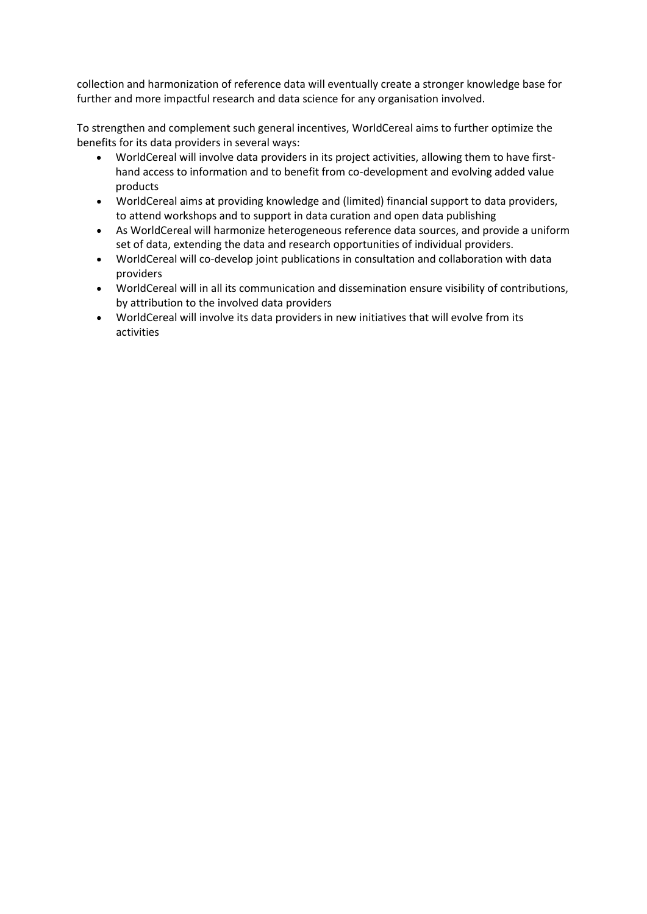collection and harmonization of reference data will eventually create a stronger knowledge base for further and more impactful research and data science for any organisation involved.

To strengthen and complement such general incentives, WorldCereal aims to further optimize the benefits for its data providers in several ways:

- WorldCereal will involve data providers in its project activities, allowing them to have first-hand access to information and to benefit from co-development and evolving added value products
- WorldCereal aims at providing knowledge and (limited) financial support to data providers, to attend workshops and to support in data curation and open data publishing
- As WorldCereal will harmonize heterogeneous reference data sources, and provide a uniform set of data, extending the data and research opportunities of individual providers.
- WorldCereal will co-develop joint publications in consultation and collaboration with data providers
- WorldCereal will in all its communication and dissemination ensure visibility of contributions, by attribution to the involved data providers
- WorldCereal will involve its data providers in new initiatives that will evolve from its activities